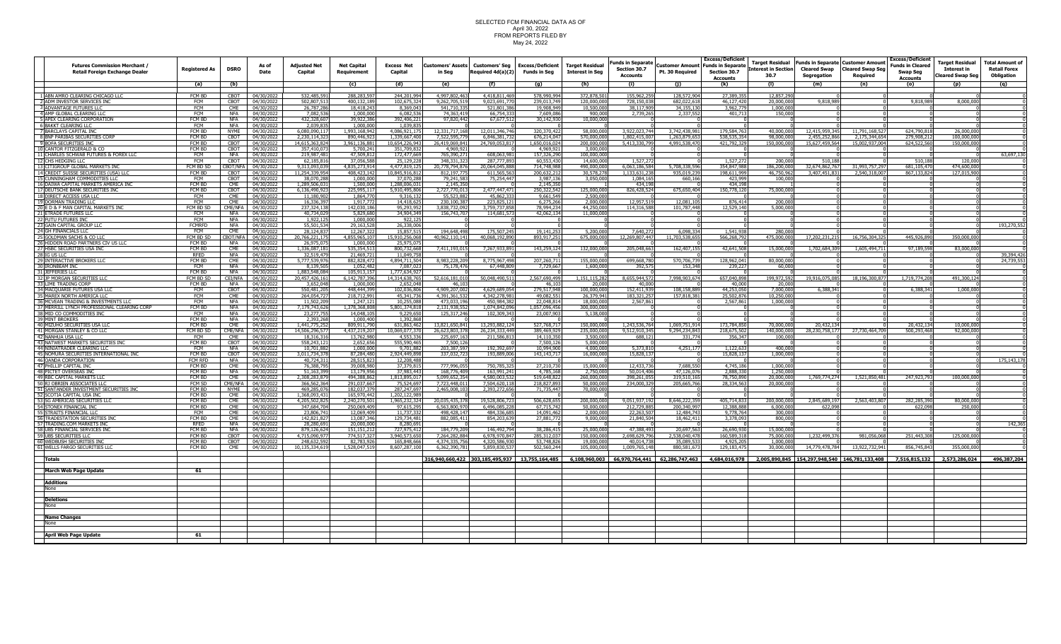# SELECTED FCM FINANCIAL DATA AS OF
April 30, 2022
FROM REPORTS FILED BY
May 24, 2022

| | Futures Commission Merchant / Retail Foreign Exchange Dealer | Registered As | DSRO | As of Date | Adjusted Net Capital | Net Capital Requirement | Excess Net Capital | Customers' Assets in Seg | Customers' Seg Required 4d(a)(2) | Excess/Deficient Funds in Seg | Target Residual Interest in Seg | Funds in Separate Section 30.7 Accounts | Customer Amount Pt. 30 Required | Excess/Deficient Funds in Separate Section 30.7 Accounts | Target Residual Interest in Section 30.7 | Funds in Separate Cleared Swap Segregation | Customer Amount Cleared Swap Seg Required | Excess/Deficient Funds in Cleared Swap Seg Accounts | Target Residual Interest in Cleared Swap Seg | Total Amount of Retail Forex Obligation |
|---|---|---|---|---|---|---|---|---|---|---|---|---|---|---|---|---|---|---|---|---|
| | | (a) | (b) | | (c) | (d) | (e) | (f) | (g) | (h) | (i) | (j) | (k) | (l) | (m) | (n) | (o) | (p) | (q) | |
| 1 | ABN AMRO CLEARING CHICAGO LLC | FCM BD | CBOT | 04/30/2022 | 532,485,591 | 288,283,597 | 244,201,994 | 4,997,802,463 | 4,418,811,469 | 578,990,994 | 372,878,501 | 155,962,259 | 128,572,904 | 27,389,355 | 12,857,290 | 0 | 0 | 0 | 0 | 0 |
| 2 | ADM INVESTOR SERVICES INC | FCM | CBOT | 04/30/2022 | 502,807,513 | 400,132,189 | 102,675,324 | 9,262,705,519 | 9,023,691,770 | 239,013,749 | 120,000,000 | 728,150,038 | 682,022,618 | 46,127,420 | 20,000,000 | 9,818,989 | 0 | 9,818,989 | 8,000,000 | 0 |
| 3 | ADVANTAGE FUTURES LLC | FCM | CME | 04/30/2022 | 26,787,286 | 18,418,243 | 8,369,043 | 541,710,335 | 521,801,386 | 19,908,949 | 10,500,000 | 38,117,909 | 34,155,130 | 3,962,779 | 1,000,000 | 0 | 0 | 0 | 0 | 0 |
| 4 | AMP GLOBAL CLEARING LLC | FCM | NFA | 04/30/2022 | 7,082,536 | 1,000,000 | 6,082,536 | 74,363,419 | 66,754,333 | 7,609,086 | 900,000 | 2,739,265 | 2,337,552 | 401,713 | 150,000 | 0 | 0 | 0 | 0 | 0 |
| 5 | APEX CLEARING CORPORATION | FCM BD | NFA | 04/30/2022 | 432,328,607 | 39,922,386 | 392,406,221 | 97,820,442 | 67,677,512 | 30,142,930 | 10,000,000 | 0 | 0 | 0 | 0 | 0 | 0 | 0 | 0 | 0 |
| 6 | BAKKT CLEARING LLC | FCM | NFA | 04/30/2022 | 2,039,835 | 1,000,000 | 1,039,835 | 0 | 0 | 0 | 0 | 0 | 0 | 0 | 0 | 0 | 0 | 0 | 0 | 0 |
| 7 | BARCLAYS CAPITAL INC | FCM BD | NYME | 04/30/2022 | 6,080,090,117 | 1,993,168,942 | 4,086,921,175 | 12,331,717,168 | 12,011,346,746 | 320,370,422 | 58,000,000 | 3,922,023,744 | 3,742,438,981 | 179,584,763 | 40,000,000 | 12,415,959,345 | 11,791,168,527 | 624,790,818 | 26,000,000 | 0 |
| 8 | BNP PARIBAS SECURITIES CORP | FCM BD | CBOT | 04/30/2022 | 2,230,114,323 | 890,446,923 | 1,339,667,400 | 7,522,595,779 | 6,846,381,732 | 676,214,047 | 570,000,000 | 1,802,415,007 | 1,263,879,653 | 538,535,354 | 98,000,000 | 2,455,252,866 | 2,175,344,654 | 279,908,212 | 100,000,000 | 0 |
| 9 | BOFA SECURITIES INC | FCM BD | CBOT | 04/30/2022 | 14,615,363,824 | 3,961,136,881 | 10,654,226,943 | 26,419,069,841 | 24,769,053,817 | 1,650,016,024 | 200,000,000 | 5,413,330,799 | 4,991,538,470 | 421,792,329 | 150,000,000 | 15,627,459,564 | 15,002,937,004 | 624,522,560 | 150,000,000 | 0 |
| 10 | CANTOR FITZGERALD & CO | FCM BD | CBOT | 04/30/2022 | 357,410,073 | 5,700,241 | 351,709,832 | 4,969,921 | 0 | 4,969,921 | 3,000,000 | 0 | 0 | 0 | 0 | 0 | 0 | 0 | 0 | 0 |
| 11 | CHARLES SCHWAB FUTURES & FOREX LLC | FCM | NFA | 04/30/2022 | 219,987,481 | 47,509,812 | 172,477,669 | 765,390,271 | 608,063,981 | 157,326,290 | 100,000,000 | 0 | 0 | 0 | 0 | 0 | 0 | 0 | 0 | 63,697,130 |
| 12 | CHS HEDGING LLC | FCM | CBOT | 04/30/2022 | 62,185,816 | 37,056,588 | 25,129,228 | 348,331,323 | 287,777,893 | 60,553,430 | 14,600,000 | 1,527,272 | 0 | 1,527,272 | 200,000 | 510,188 | 0 | 510,188 | 120,000 | 0 |
| 13 | CITIGROUP GLOBAL MARKETS INC | FCM BD SD | CBOT/NFA | 04/30/2022 | 9,313,093,039 | 4,835,273,914 | 4,477,819,125 | 20,778,794,876 | 20,064,045,888 | 714,748,988 | 490,000,000 | 6,063,186,584 | 5,708,338,596 | 354,847,988 | 186,200,000 | 32,674,862,767 | 31,993,757,297 | 681,105,470 | 474,600,000 | 0 |
| 14 | CREDIT SUISSE SECURITIES (USA) LLC | FCM BD | CBOT | 04/30/2022 | 11,254,339,954 | 408,423,142 | 10,845,916,812 | 812,197,775 | 611,565,563 | 200,632,212 | 30,578,278 | 1,133,631,238 | 935,019,239 | 198,611,999 | 46,750,962 | 3,407,451,831 | 2,540,318,007 | 867,133,824 | 127,015,900 | 0 |
| 15 | CUNNINGHAM COMMODITIES LLC | FCM | CBOT | 04/30/2022 | 38,070,288 | 1,000,000 | 37,070,288 | 79,241,583 | 75,254,447 | 3,987,136 | 3,050,000 | 1,084,165 | 660,166 | 423,999 | 100,000 | 0 | 0 | 0 | 0 | 0 |
| 16 | DAIWA CAPITAL MARKETS AMERICA INC | FCM BD | CME | 04/30/2022 | 1,289,506,031 | 1,500,000 | 1,288,006,031 | 2,145,350 | 0 | 2,145,350 | 1 | 434,198 | 0 | 434,198 | 0 | 0 | 0 | 0 | 0 | 0 |
| 17 | DEUTSCHE BANK SECURITIES INC | FCM BD | CBOT | 04/30/2022 | 6,136,490,923 | 225,995,117 | 5,910,495,806 | 2,727,770,013 | 2,477,447,471 | 250,322,542 | 125,000,000 | 826,428,524 | 675,650,404 | 150,778,120 | 75,000,000 | 0 | 0 | 0 | 0 | 0 |
| 18 | DIRECT ACCESS USA LLC | FCM | CME | 04/30/2022 | 11,180,902 | 1,864,770 | 9,316,132 | 55,523,882 | 45,862,333 | 9,661,549 | 2,500,000 | 0 | 0 | 0 | 0 | 0 | 0 | 0 | 0 | 0 |
| 19 | DORMAN TRADING LLC | FCM | CME | 04/30/2022 | 16,336,397 | 1,917,772 | 14,418,625 | 230,100,387 | 223,825,121 | 6,275,266 | 2,000,000 | 12,957,519 | 12,081,105 | 876,414 | 200,000 | 0 | 0 | 0 | 0 | 0 |
| 20 | E D & F MAN CAPITAL MARKETS INC | FCM BD SD | CME/NFA | 04/30/2022 | 237,324,138 | 142,030,186 | 95,293,952 | 3,838,732,092 | 3,759,737,858 | 78,994,234 | 44,250,000 | 114,316,588 | 101,787,448 | 12,529,140 | 5,000,000 | 0 | 0 | 0 | 0 | 0 |
| 21 | ETRADE FUTURES LLC | FCM | NFA | 04/30/2022 | 40,734,029 | 5,829,680 | 34,904,349 | 156,743,707 | 114,681,573 | 42,062,134 | 11,000,000 | 0 | 0 | 0 | 0 | 0 | 0 | 0 | 0 | 0 |
| 22 | FUTU FUTURES INC | FCM | NFA | 04/30/2022 | 1,922,125 | 1,000,000 | 922,125 | 0 | 0 | 0 | 0 | 0 | 0 | 0 | 0 | 0 | 0 | 0 | 0 | 0 |
| 23 | GAIN CAPITAL GROUP LLC | FCMRFD | NFA | 04/30/2022 | 55,501,534 | 29,163,528 | 26,338,006 | 0 | 0 | 0 | 0 | 0 | 0 | 0 | 0 | 0 | 0 | 0 | 0 | 193,270,552 |
| 24 | GH FINANCIALS LLC | FCM | CME | 04/30/2022 | 28,124,837 | 12,267,322 | 15,857,515 | 194,648,498 | 175,507,245 | 19,141,253 | 5,200,000 | 7,640,272 | 6,098,334 | 1,541,938 | 280,000 | 0 | 0 | 0 | 0 | 0 |
| 25 | GOLDMAN SACHS & CO LLC | FCM BD SD | CBOT/NFA | 04/30/2022 | 20,766,221,175 | 4,855,965,107 | 15,910,256,068 | 40,962,110,141 | 40,068,192,890 | 893,917,251 | 675,000,000 | 12,269,807,447 | 11,703,538,655 | 566,268,792 | 475,000,000 | 17,202,231,215 | 16,756,304,325 | 445,926,890 | 350,000,000 | 0 |
| 26 | HIDDEN ROAD PARTNERS CIV US LLC | FCM BD | NFA | 04/30/2022 | 26,975,075 | 1,000,000 | 25,975,075 | 0 | 0 | 0 | 0 | 0 | 0 | 0 | 0 | 0 | 0 | 0 | 0 | 0 |
| 27 | HSBC SECURITIES USA INC | FCM BD | CME | 04/30/2022 | 1,336,087,181 | 535,354,513 | 800,732,668 | 7,411,193,015 | 7,267,933,891 | 143,259,124 | 132,000,000 | 205,048,663 | 162,407,155 | 42,641,508 | 15,000,000 | 1,702,684,309 | 1,605,494,711 | 97,189,598 | 83,000,000 | 0 |
| 28 | IG US LLC | RFED | NFA | 04/30/2022 | 32,519,479 | 21,469,721 | 11,049,758 | 0 | 0 | 0 | 0 | 0 | 0 | 0 | 0 | 0 | 0 | 0 | 0 | 39,394,426 |
| 29 | INTERACTIVE BROKERS LLC | FCM BD | CME | 04/30/2022 | 5,777,539,976 | 882,828,472 | 4,894,711,504 | 8,983,228,209 | 8,775,967,498 | 207,260,711 | 155,000,000 | 699,668,780 | 570,706,739 | 128,962,041 | 80,000,000 | 0 | 0 | 0 | 0 | 24,739,553 |
| 30 | IRONBEAM INC | FCM | NFA | 04/30/2022 | 8,139,505 | 1,052,482 | 7,087,023 | 75,178,476 | 67,448,809 | 7,729,667 | 1,600,000 | 392,575 | 153,348 | 239,227 | 60,000 | 0 | 0 | 0 | 0 | 0 |
| 31 | JEFFERIES LLC | FCM BD | NFA | 04/30/2022 | 1,883,548,084 | 105,913,157 | 1,777,634,927 | 0 | 0 | 0 | 0 | 0 | 0 | 0 | 0 | 0 | 0 | 0 | 0 | 0 |
| 32 | JP MORGAN SECURITIES LLC | FCM BD SD | CEI/NFA | 04/30/2022 | 20,457,426,161 | 6,142,787,396 | 14,314,638,765 | 52,616,181,010 | 50,048,490,511 | 2,567,690,499 | 1,151,115,282 | 8,655,944,572 | 7,998,903,674 | 657,040,898 | 199,972,592 | 19,916,075,085 | 18,196,300,877 | 1,719,774,208 | 491,300,124 | 0 |
| 33 | LIME TRADING CORP | FCM BD | NFA | 04/30/2022 | 3,652,048 | 1,000,000 | 2,652,048 | 46,103 | 0 | 46,103 | 20,000 | 40,000 | 0 | 40,000 | 20,000 | 0 | 0 | 0 | 0 | 0 |
| 34 | MACQUARIE FUTURES USA LLC | FCM | CBOT | 04/30/2022 | 550,481,205 | 448,444,399 | 102,036,806 | 4,909,207,002 | 4,629,689,054 | 279,517,948 | 100,000,000 | 152,411,939 | 108,158,889 | 44,253,050 | 7,000,000 | 6,388,341 | 0 | 6,388,341 | 1,000,000 | 0 |
| 35 | MAREX NORTH AMERICA LLC | FCM | CME | 04/30/2022 | 264,054,727 | 218,712,991 | 45,341,736 | 4,391,361,532 | 4,342,278,981 | 49,082,551 | 26,379,941 | 183,321,257 | 157,818,381 | 25,502,876 | 10,250,000 | 0 | 0 | 0 | 0 | 0 |
| 36 | MCVEAN TRADING & INVESTMENTS LLC | FCM | CME | 04/30/2022 | 11,502,209 | 1,247,121 | 10,255,088 | 473,033,196 | 450,984,382 | 22,048,814 | 18,000,000 | 2,567,861 | 0 | 2,567,861 | 1,000,000 | 0 | 0 | 0 | 0 | 0 |
| 37 | MERRILL LYNCH PROFESSIONAL CLEARING CORP | FCM BD | NFA | 04/30/2022 | 7,179,743,626 | 1,378,368,808 | 5,801,374,818 | 2,131,938,552 | 1,074,842,096 | 1,057,096,456 | 300,000,000 | 0 | 0 | 0 | 0 | 0 | 0 | 0 | 0 | 0 |
| 38 | MID CO COMMODITIES INC | FCM | NFA | 04/30/2022 | 23,277,755 | 14,048,105 | 9,229,650 | 125,317,246 | 102,309,343 | 23,007,903 | 5,138,000 | 0 | 0 | 0 | 0 | 0 | 0 | 0 | 0 | 0 |
| 39 | MINT BROKERS | FCM BD | NFA | 04/30/2022 | 2,393,268 | 1,000,400 | 1,392,868 | 0 | 0 | 0 | 0 | 0 | 0 | 0 | 0 | 0 | 0 | 0 | 0 | 0 |
| 40 | MIZUHO SECURITIES USA LLC | FCM BD | CME | 04/30/2022 | 1,441,775,252 | 809,911,790 | 631,863,462 | 13,821,650,841 | 13,293,882,124 | 527,768,717 | 150,000,000 | 1,243,536,764 | 1,069,751,914 | 173,784,850 | 70,000,000 | 20,432,134 | 0 | 20,432,134 | 10,000,000 | 0 |
| 41 | MORGAN STANLEY & CO LLC | FCM BD SD | CME/NFA | 04/30/2022 | 14,506,296,577 | 4,437,219,207 | 10,069,077,370 | 26,623,803,378 | 26,234,333,449 | 389,469,929 | 235,000,000 | 9,512,910,345 | 9,294,234,843 | 218,675,502 | 140,000,000 | 28,230,758,177 | 27,730,464,709 | 500,293,468 | 92,000,000 | 0 |
| 42 | NANHUA USA LLC | FCM | CME | 04/30/2022 | 18,316,316 | 13,762,980 | 4,553,336 | 225,697,163 | 211,586,813 | 14,110,350 | 3,500,000 | 688,121 | 331,774 | 356,347 | 100,000 | 0 | 0 | 0 | 0 | 0 |
| 43 | NATWEST MARKETS SECURITIES INC | FCM BD | CBOT | 04/30/2022 | 558,243,121 | 2,652,656 | 555,590,465 | 7,500,126 | 0 | 7,500,126 | 5,000,000 | 0 | 0 | 0 | 0 | 0 | 0 | 0 | 0 | 0 |
| 44 | NINJATRADER CLEARING LLC | FCM | NFA | 04/30/2022 | 10,701,882 | 1,000,000 | 9,701,882 | 203,387,597 | 192,392,697 | 10,994,900 | 4,000,000 | 5,373,810 | 4,251,177 | 1,122,633 | 400,000 | 0 | 0 | 0 | 0 | 0 |
| 45 | NOMURA SECURITIES INTERNATIONAL INC | FCM BD | CBOT | 04/30/2022 | 3,011,734,378 | 87,284,480 | 2,924,449,898 | 337,032,723 | 193,889,006 | 143,143,717 | 16,000,000 | 15,828,137 | 0 | 15,828,137 | 1,000,000 | 0 | 0 | 0 | 0 | 0 |
| 46 | OANDA CORPORATION | FCM RFD | NFA | 04/30/2022 | 40,724,311 | 28,515,823 | 12,208,488 | 0 | 0 | 0 | 0 | 0 | 0 | 0 | 0 | 0 | 0 | 0 | 0 | 175,143,178 |
| 47 | PHILLIP CAPITAL INC | FCM BD | CME | 04/30/2022 | 76,388,795 | 39,008,980 | 37,379,815 | 777,996,055 | 750,785,325 | 27,210,730 | 15,000,000 | 12,433,736 | 7,688,550 | 4,745,186 | 1,000,000 | 0 | 0 | 0 | 0 | 0 |
| 48 | PICTET OVERSEAS INC | FCM BD | NFA | 04/30/2022 | 51,163,399 | 13,179,956 | 37,983,443 | 168,776,409 | 163,991,241 | 4,785,168 | 2,750,000 | 50,014,406 | 47,126,076 | 2,888,330 | 1,250,000 | 0 | 0 | 0 | 0 | 0 |
| 49 | RBC CAPITAL MARKETS LLC | FCM BD | CME | 04/30/2022 | 2,308,283,879 | 494,388,862 | 1,813,895,017 | 5,099,652,354 | 4,580,003,532 | 519,648,822 | 260,000,000 | 398,261,055 | 319,510,165 | 78,750,890 | 20,000,000 | 1,769,774,274 | 1,521,850,481 | 247,923,793 | 100,000,000 | 0 |
| 50 | RJ OBRIEN ASSOCIATES LLC | FCM SD | CME/NFA | 04/30/2022 | 366,562,364 | 291,037,667 | 75,524,697 | 7,723,448,011 | 7,504,620,118 | 218,827,893 | 50,000,000 | 234,000,329 | 205,665,766 | 28,334,563 | 20,000,000 | 0 | 0 | 0 | 0 | 0 |
| 51 | SANTANDER INVESTMENT SECURITIES INC | FCM BD | NYME | 04/30/2022 | 469,285,076 | 182,037,379 | 287,247,697 | 2,465,008,103 | 2,393,272,656 | 71,735,447 | 70,000,000 | 0 | 0 | 0 | 0 | 0 | 0 | 0 | 0 | 0 |
| 52 | SCOTIA CAPITAL USA INC | FCM BD | CME | 04/30/2022 | 1,368,093,431 | 165,970,442 | 1,202,122,989 | 0 | 0 | 0 | 0 | 0 | 0 | 0 | 0 | 0 | 0 | 0 | 0 | 0 |
| 53 | SG AMERICAS SECURITIES LLC | FCM BD | CME | 04/30/2022 | 4,205,502,825 | 2,240,270,501 | 1,965,232,324 | 20,035,435,378 | 19,528,806,723 | 506,628,655 | 200,000,000 | 9,051,937,192 | 8,646,222,359 | 405,714,833 | 200,000,000 | 2,845,689,197 | 2,563,403,807 | 282,285,390 | 80,000,000 | 0 |
| 54 | STONEX FINANCIAL INC | FCM BD | CME | 04/30/2022 | 347,684,704 | 250,069,409 | 97,615,295 | 6,563,800,970 | 6,496,085,228 | 67,715,742 | 50,000,000 | 212,729,885 | 200,340,997 | 12,388,888 | 6,000,000 | 622,098 | 0 | 622,098 | 250,000 | 0 |
| 55 | STRAITS FINANCIAL LLC | FCM | CME | 04/30/2022 | 23,806,741 | 12,069,409 | 11,737,332 | 498,428,147 | 484,336,685 | 14,091,462 | 2,000,000 | 22,263,507 | 12,484,743 | 9,778,764 | 300,000 | 0 | 0 | 0 | 0 | 0 |
| 56 | TRADESTATION SECURITIES INC | FCM BD | CME | 04/30/2022 | 142,821,827 | 13,087,346 | 129,734,481 | 882,085,411 | 854,203,639 | 27,881,772 | 9,000,000 | 21,840,504 | 18,462,411 | 3,378,093 | 800,000 | 0 | 0 | 0 | 0 | 0 |
| 57 | TRADING.COM MARKETS INC | RFED | NFA | 04/30/2022 | 28,280,691 | 20,000,000 | 8,280,691 | 0 | 0 | 0 | 0 | 0 | 0 | 0 | 0 | 0 | 0 | 0 | 0 | 142,365 |
| 58 | UBS FINANCIAL SERVICES INC | FCM BD | NFA | 04/30/2022 | 879,126,624 | 151,151,212 | 727,975,412 | 184,779,209 | 146,492,794 | 38,286,415 | 25,000,000 | 47,388,493 | 20,697,563 | 26,690,930 | 15,000,000 | 0 | 0 | 0 | 0 | 0 |
| 59 | UBS SECURITIES LLC | FCM BD | CBOT | 04/30/2022 | 4,715,090,977 | 774,517,327 | 3,940,573,650 | 7,264,282,884 | 6,978,970,847 | 285,312,037 | 150,000,000 | 2,698,629,796 | 2,538,040,478 | 160,589,318 | 75,000,000 | 1,232,499,376 | 981,056,068 | 251,443,308 | 125,000,000 | 0 |
| 60 | WEDBUSH SECURITIES INC | FCM BD | CBOT | 04/30/2022 | 248,632,592 | 82,783,926 | 165,848,666 | 4,374,335,756 | 4,320,586,930 | 53,748,826 | 19,000,000 | 40,014,738 | 35,089,533 | 4,925,205 | 1,000,000 | 0 | 0 | 0 | 0 | 0 |
| 61 | WELLS FARGO SECURITIES LLC | FCM BD | CME | 04/30/2022 | 10,135,334,619 | 1,528,047,519 | 8,607,287,100 | 6,362,390,781 | 5,859,830,537 | 502,560,244 | 105,000,000 | 1,009,765,148 | 880,581,673 | 129,183,475 | 30,000,000 | 14,779,478,784 | 13,922,732,941 | 856,745,843 | 355,000,000 | 0 |
| | **Totals** | | | | | | | 316,940,660,422 | 303,185,495,937 | 13,755,164,485 | 6,108,960,003 | 66,970,764,441 | 62,286,747,463 | 4,684,016,978 | 2,005,890,845 | 154,297,948,540 | 146,781,133,408 | 7,516,815,132 | 2,573,286,024 | 496,387,204 |

**March Web Page Update** 61

**Additions**
None

**Deletions**
None

**Name Changes**
None

**April Web Page Update** 61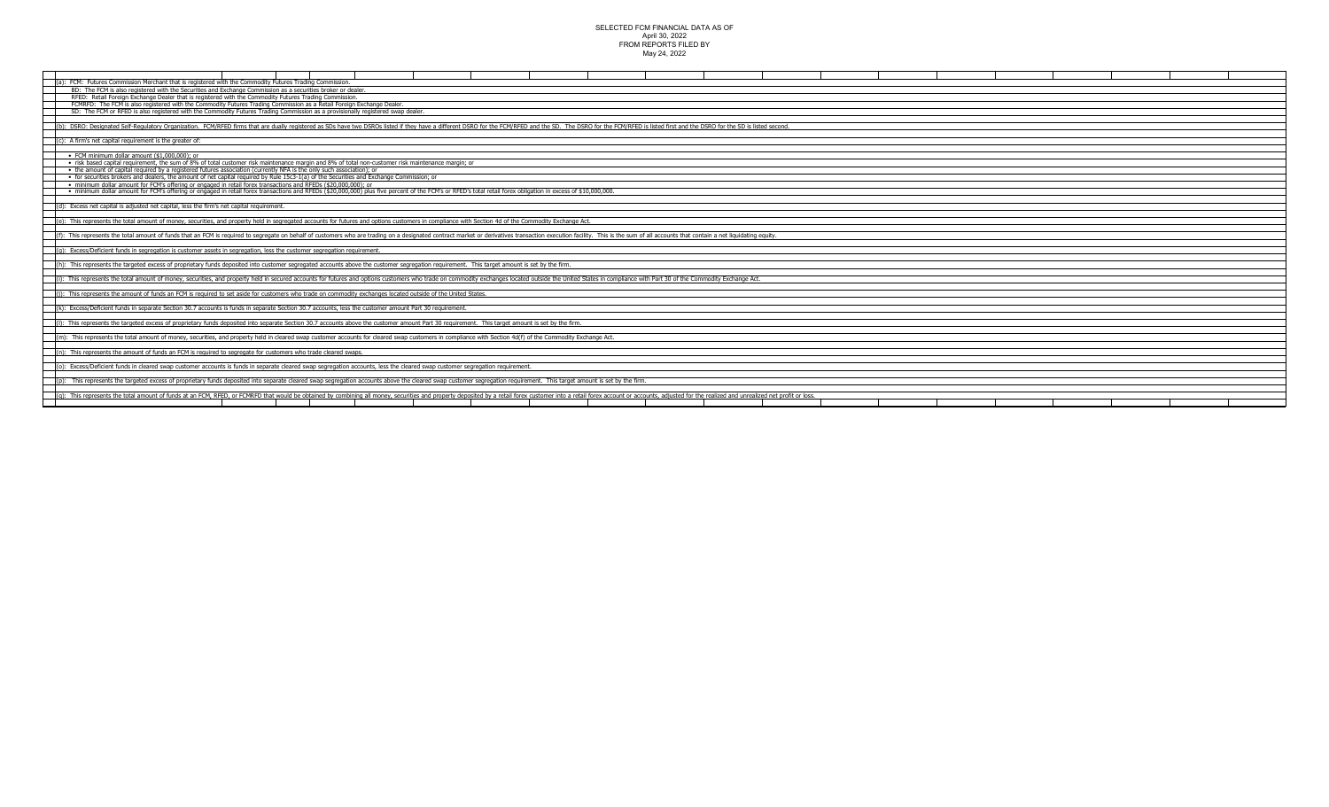# SELECTED FCM FINANCIAL DATA AS OF
## April 30, 2022
## FROM REPORTS FILED BY
## May 24, 2022

(a): FCM: Futures Commission Merchant that is registered with the Commodity Futures Trading Commission.
  BD: The FCM is also registered with the Securities and Exchange Commission as a securities broker or dealer.
  RFED: Retail Foreign Exchange Dealer that is registered with the Commodity Futures Trading Commission.
  FCMRFD: The FCM is also registered with the Commodity Futures Trading Commission as a Retail Foreign Exchange Dealer.
  SD: The FCM or RFED is also registered with the Commodity Futures Trading Commission as a provisionally registered swap dealer.

(b): DSRO: Designated Self-Regulatory Organization. FCM/RFED firms that are dually registered as SDs have two DSROs listed if they have a different DSRO for the FCM/RFED and the SD. The DSRO for the FCM/RFED is listed first and the DSRO for the SD is listed second.

(c): A firm's net capital requirement is the greater of:

- FCM minimum dollar amount ($1,000,000); or
- risk based capital requirement, the sum of 8% of total customer risk maintenance margin and 8% of total non-customer risk maintenance margin; or
- the amount of capital required by a registered futures association (currently NFA is the only such association); or
- for securities brokers and dealers, the amount of net capital required by Rule 15c3-1(a) of the Securities and Exchange Commission; or
- minimum dollar amount for FCM's offering or engaged in retail forex transactions and RFEDs ($20,000,000); or
- minimum dollar amount for FCM's offering or engaged in retail forex transactions and RFEDs ($20,000,000) plus five percent of the FCM's or RFED's total retail forex obligation in excess of $10,000,000.

(d): Excess net capital is adjusted net capital, less the firm's net capital requirement.

(e): This represents the total amount of money, securities, and property held in segregated accounts for futures and options customers in compliance with Section 4d of the Commodity Exchange Act.

(f): This represents the total amount of funds that an FCM is required to segregate on behalf of customers who are trading on a designated contract market or derivatives transaction execution facility. This is the sum of all accounts that contain a net liquidating equity.

(g): Excess/Deficient funds in segregation is customer assets in segregation, less the customer segregation requirement.

(h): This represents the targeted excess of proprietary funds deposited into customer segregated accounts above the customer segregation requirement. This target amount is set by the firm.

(i): This represents the total amount of money, securities, and property held in secured accounts for futures and options customers who trade on commodity exchanges located outside the United States in compliance with Part 30 of the Commodity Exchange Act.

(j): This represents the amount of funds an FCM is required to set aside for customers who trade on commodity exchanges located outside of the United States.

(k): Excess/Deficient funds in separate Section 30.7 accounts is funds in separate Section 30.7 accounts, less the customer amount Part 30 requirement.

(l): This represents the targeted excess of proprietary funds deposited into separate Section 30.7 accounts above the customer amount Part 30 requirement. This target amount is set by the firm.

(m): This represents the total amount of money, securities, and property held in cleared swap customer accounts for cleared swap customers in compliance with Section 4d(f) of the Commodity Exchange Act.

(n): This represents the amount of funds an FCM is required to segregate for customers who trade cleared swaps.

(o): Excess/Deficient funds in cleared swap customer accounts is funds in separate cleared swap segregation accounts, less the cleared swap customer segregation requirement.

(p): This represents the targeted excess of proprietary funds deposited into separate cleared swap segregation accounts above the cleared swap customer segregation requirement. This target amount is set by the firm.

(q): This represents the total amount of funds at an FCM, RFED, or FCMRFD that would be obtained by combining all money, securities and property deposited by a retail forex customer into a retail forex account or accounts, adjusted for the realized and unrealized net profit or loss.